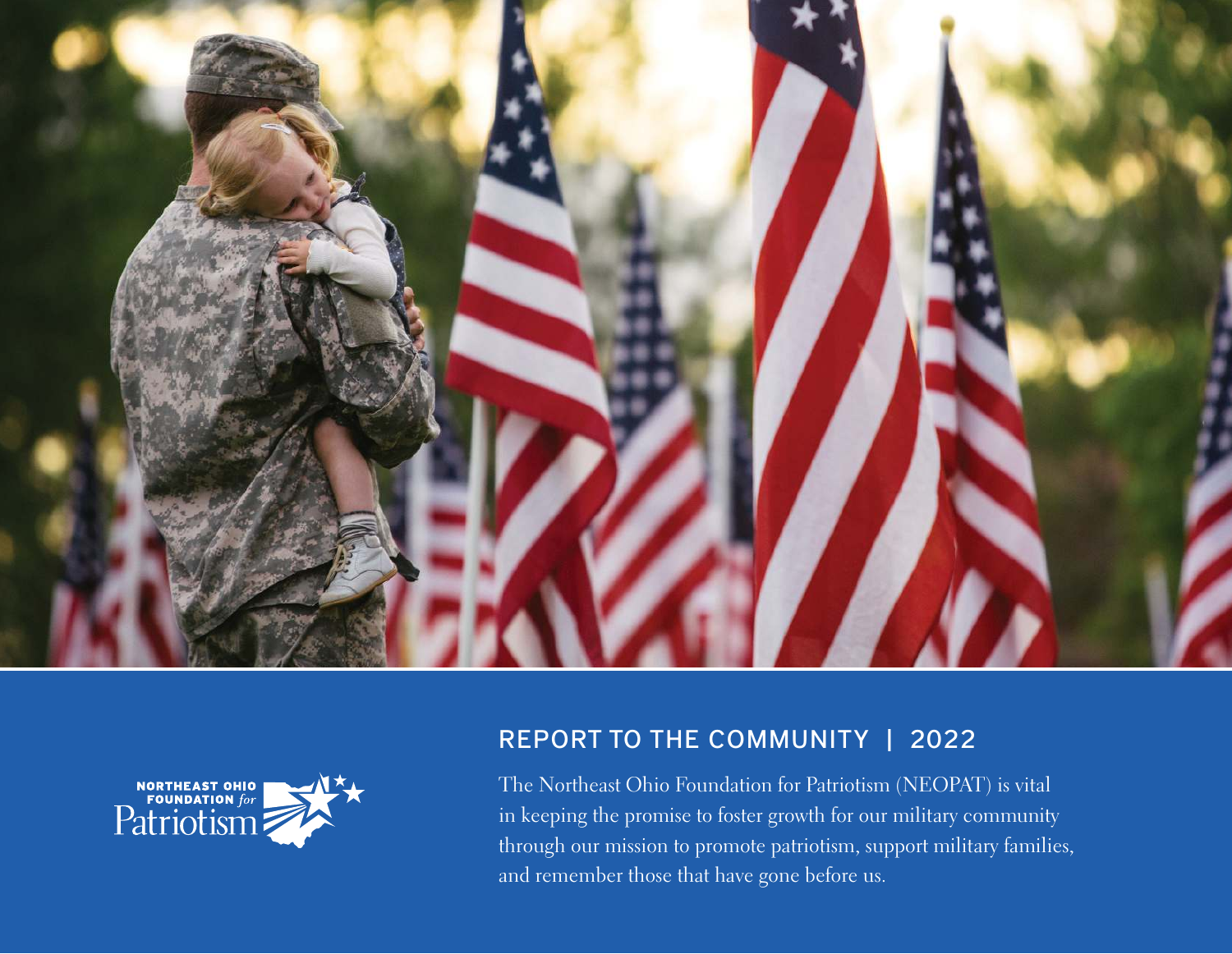NORTHEAST OHIO FOUNDATION *for* Patriotism

# REPORT TO THE COMMUNITY | 2022

The Northeast Ohio Foundation for Patriotism (NEOPAT) is vital in keeping the promise to foster growth for our military community through our mission to promote patriotism, support military families, and remember those that have gone before us.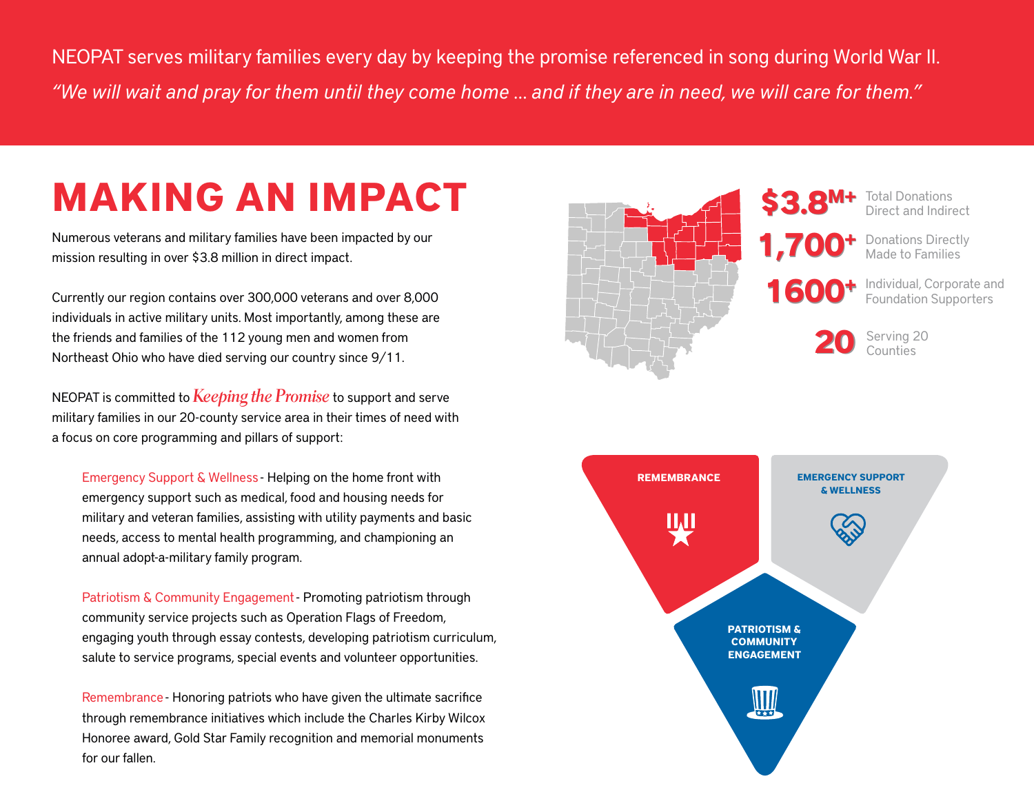NEOPAT serves military families every day by keeping the promise referenced in song during World War II.

*"We will wait and pray for them until they come home … and if they are in need, we will care for them."*

# MAKING AN IMPACT

Numerous veterans and military families have been impacted by our mission resulting in over $3.8 million in direct impact.

Currently our region contains over 300,000 veterans and over 8,000 individuals in active military units. Most importantly, among these are the friends and families of the 112 young men and women from Northeast Ohio who have died serving our country since 9/11.

NEOPAT is committed to *Keeping the Promise* to support and serve military families in our 20-county service area in their times of need with a focus on core programming and pillars of support:

- Emergency Support & Wellness - Helping on the home front with emergency support such as medical, food and housing needs for military and veteran families, assisting with utility payments and basic needs, access to mental health programming, and championing an annual adopt-a-military family program.
- Patriotism & Community Engagement - Promoting patriotism through community service projects such as Operation Flags of Freedom, engaging youth through essay contests, developing patriotism curriculum, salute to service programs, special events and volunteer opportunities.
- Remembrance - Honoring patriots who have given the ultimate sacrifice through remembrance initiatives which include the Charles Kirby Wilcox Honoree award, Gold Star Family recognition and memorial monuments for our fallen.

**$3.8M+** Total Donations Direct and Indirect

**1,700+** Donations Directly Made to Families

**1600+** Individual, Corporate and Foundation Supporters

**20** Serving 20 Counties

**REMEMBRANCE**

**EMERGENCY SUPPORT & WELLNESS**

**PATRIOTISM & COMMUNITY ENGAGEMENT**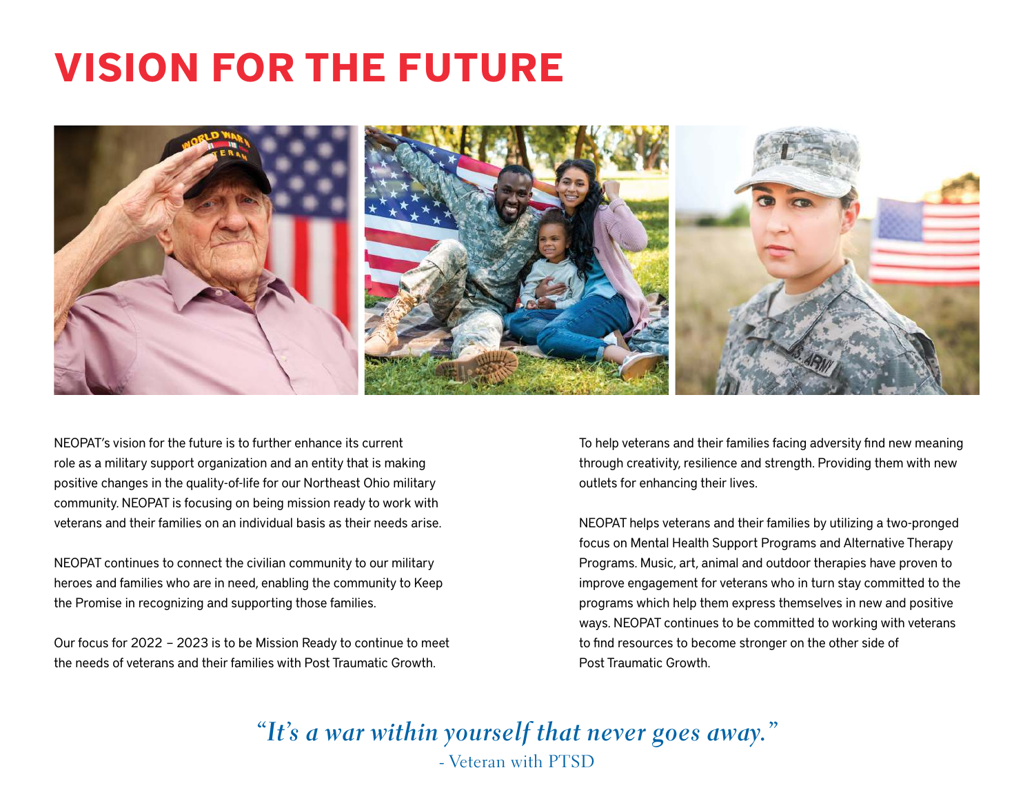# VISION FOR THE FUTURE

NEOPAT's vision for the future is to further enhance its current role as a military support organization and an entity that is making positive changes in the quality-of-life for our Northeast Ohio military community. NEOPAT is focusing on being mission ready to work with veterans and their families on an individual basis as their needs arise.

NEOPAT continues to connect the civilian community to our military heroes and families who are in need, enabling the community to Keep the Promise in recognizing and supporting those families.

Our focus for 2022 – 2023 is to be Mission Ready to continue to meet the needs of veterans and their families with Post Traumatic Growth.

To help veterans and their families facing adversity find new meaning through creativity, resilience and strength. Providing them with new outlets for enhancing their lives.

NEOPAT helps veterans and their families by utilizing a two-pronged focus on Mental Health Support Programs and Alternative Therapy Programs. Music, art, animal and outdoor therapies have proven to improve engagement for veterans who in turn stay committed to the programs which help them express themselves in new and positive ways. NEOPAT continues to be committed to working with veterans to find resources to become stronger on the other side of Post Traumatic Growth.

*"It's a war within yourself that never goes away."*
- Veteran with PTSD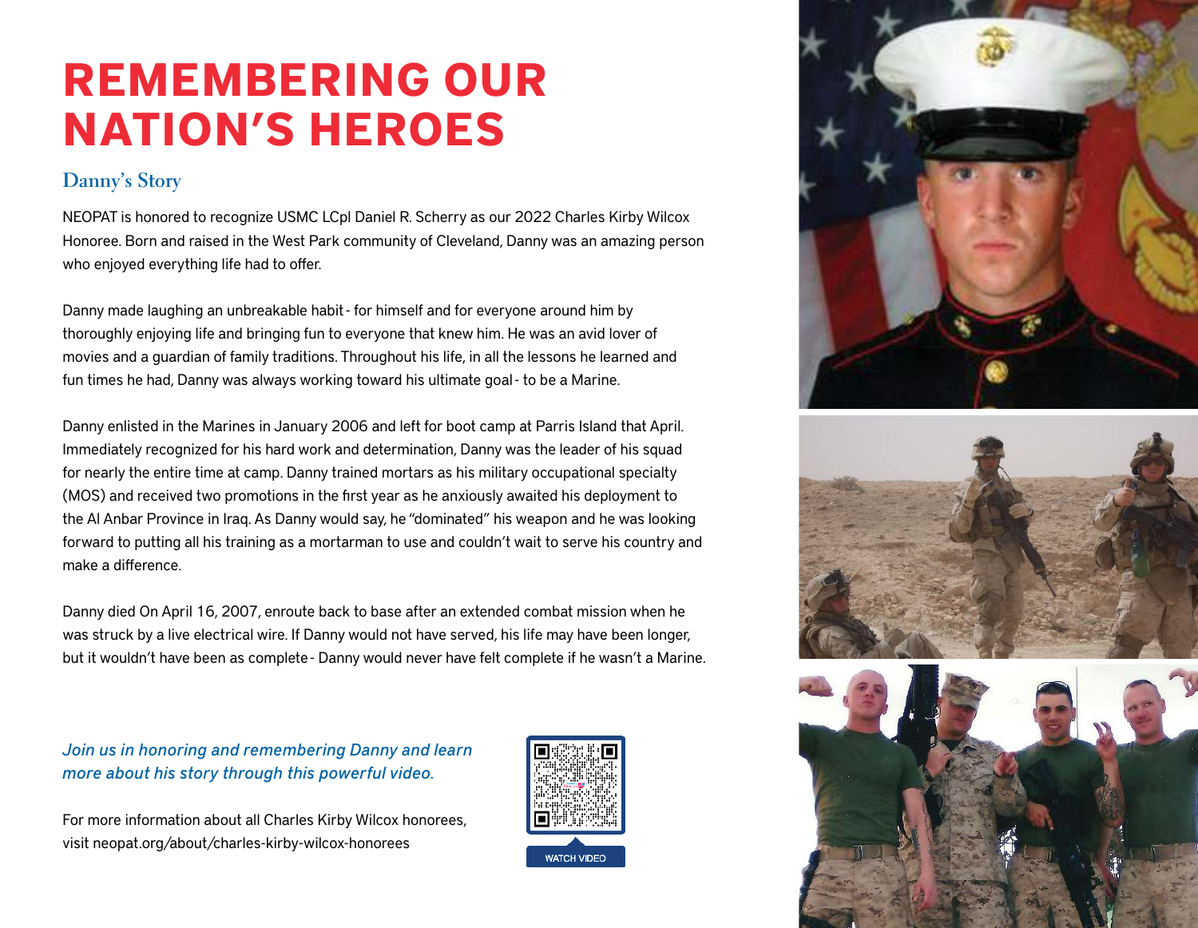# REMEMBERING OUR NATION'S HEROES

## Danny's Story

NEOPAT is honored to recognize USMC LCpl Daniel R. Scherry as our 2022 Charles Kirby Wilcox Honoree. Born and raised in the West Park community of Cleveland, Danny was an amazing person who enjoyed everything life had to offer.

Danny made laughing an unbreakable habit - for himself and for everyone around him by thoroughly enjoying life and bringing fun to everyone that knew him. He was an avid lover of movies and a guardian of family traditions. Throughout his life, in all the lessons he learned and fun times he had, Danny was always working toward his ultimate goal - to be a Marine.

Danny enlisted in the Marines in January 2006 and left for boot camp at Parris Island that April. Immediately recognized for his hard work and determination, Danny was the leader of his squad for nearly the entire time at camp. Danny trained mortars as his military occupational specialty (MOS) and received two promotions in the first year as he anxiously awaited his deployment to the Al Anbar Province in Iraq. As Danny would say, he "dominated" his weapon and he was looking forward to putting all his training as a mortarman to use and couldn't wait to serve his country and make a difference.

Danny died On April 16, 2007, enroute back to base after an extended combat mission when he was struck by a live electrical wire. If Danny would not have served, his life may have been longer, but it wouldn't have been as complete - Danny would never have felt complete if he wasn't a Marine.

*Join us in honoring and remembering Danny and learn more about his story through this powerful video.*

WATCH VIDEO

For more information about all Charles Kirby Wilcox honorees, visit neopat.org/about/charles-kirby-wilcox-honorees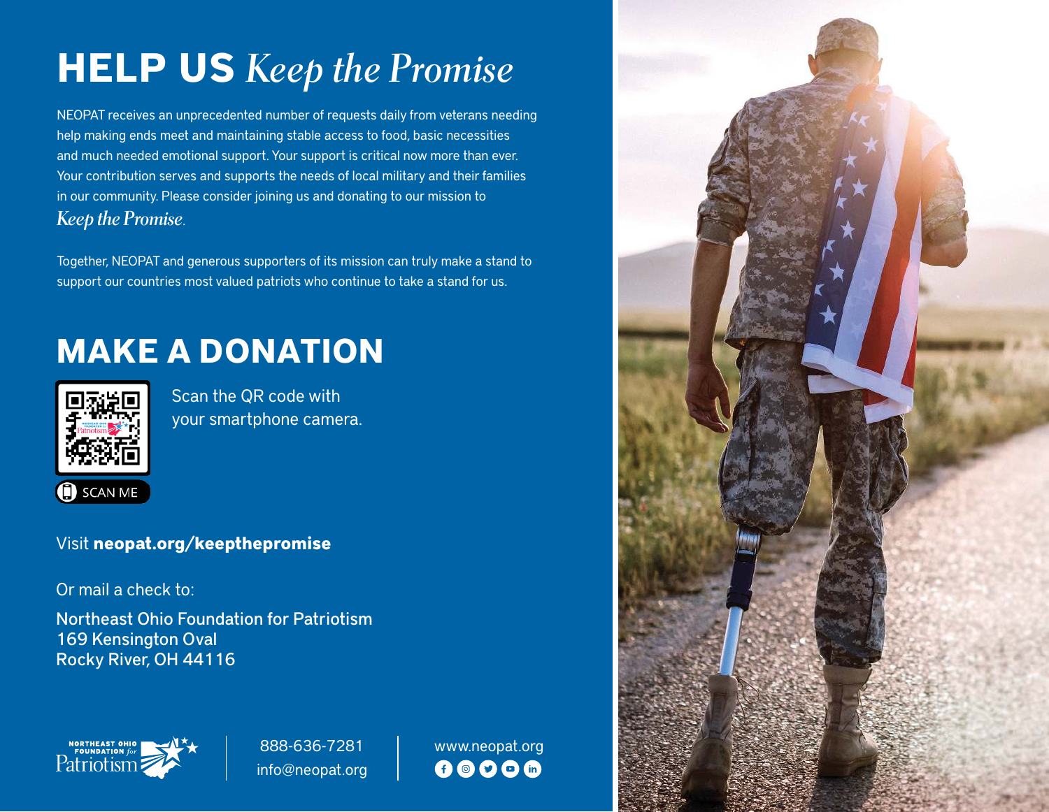# HELP US *Keep the Promise*

NEOPAT receives an unprecedented number of requests daily from veterans needing help making ends meet and maintaining stable access to food, basic necessities and much needed emotional support. Your support is critical now more than ever. Your contribution serves and supports the needs of local military and their families in our community. Please consider joining us and donating to our mission to *Keep the Promise*.

Together, NEOPAT and generous supporters of its mission can truly make a stand to support our countries most valued patriots who continue to take a stand for us.

# MAKE A DONATION

SCAN ME

Scan the QR code with your smartphone camera.

Visit **neopat.org/keepthepromise**

Or mail a check to:

Northeast Ohio Foundation for Patriotism
169 Kensington Oval
Rocky River, OH 44116

Northeast Ohio Foundation *for* Patriotism

888-636-7281
info@neopat.org

www.neopat.org